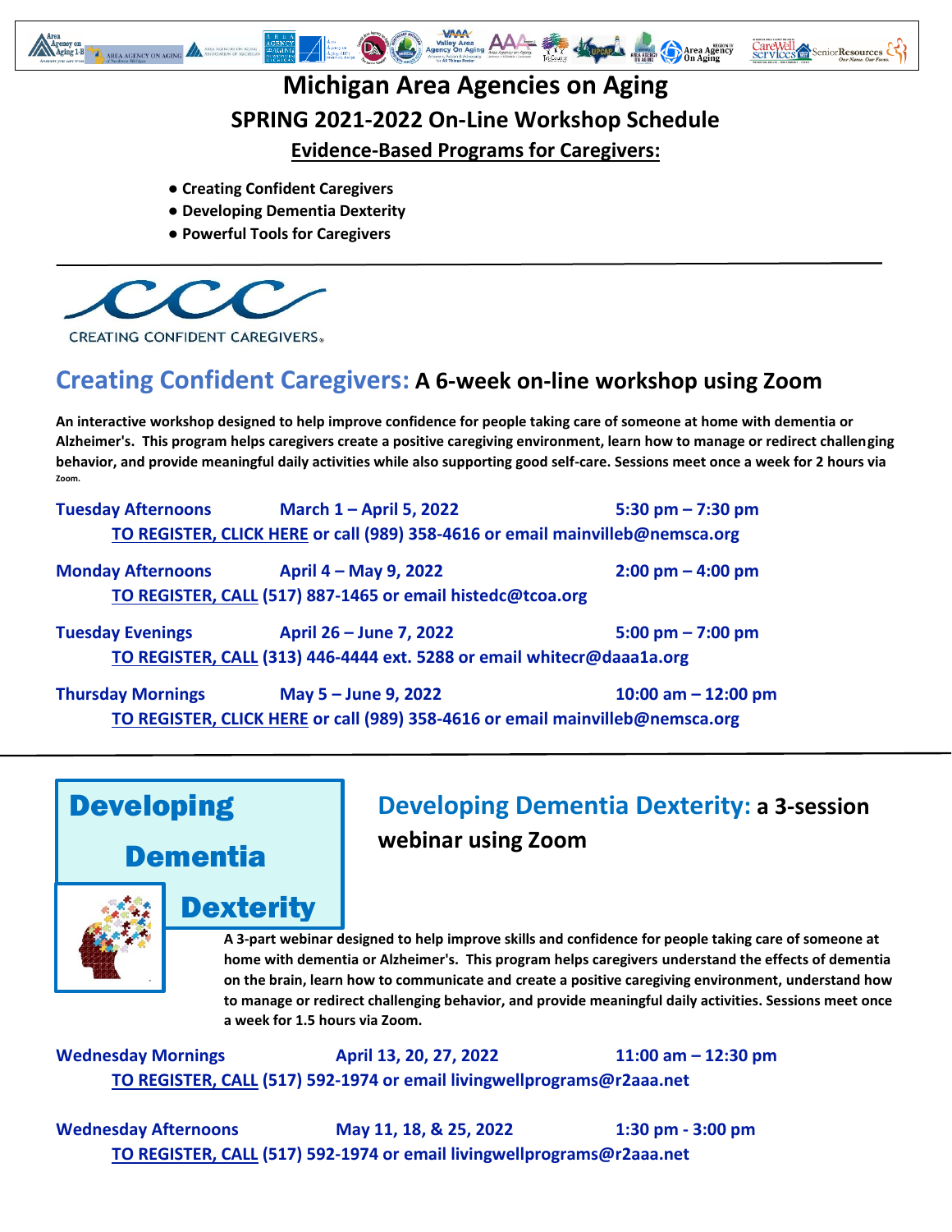# Michigan Area Agencies on Aging

## SPRING 2021-2022 On-Line Workshop Schedule

### Evidence-Based Programs for Caregivers:

- **Creating Confident Caregivers**
- **Developing Dementia Dexterity**
- **Powerful Tools for Caregivers**

---

CCC
CREATING CONFIDENT CAREGIVERS®

## Creating Confident Caregivers: A 6-week on-line workshop using Zoom

**An interactive workshop designed to help improve confidence for people taking care of someone at home with dementia or Alzheimer's. This program helps caregivers create a positive caregiving environment, learn how to manage or redirect challenging behavior, and provide meaningful daily activities while also supporting good self-care. Sessions meet once a week for 2 hours via Zoom.**

**Tuesday Afternoons** — **March 1 – April 5, 2022** — **5:30 pm – 7:30 pm**
**TO REGISTER, CLICK HERE or call (989) 358-4616 or email mainvilleb@nemsca.org**

**Monday Afternoons** — **April 4 – May 9, 2022** — **2:00 pm – 4:00 pm**
**TO REGISTER, CALL (517) 887-1465 or email histedc@tcoa.org**

**Tuesday Evenings** — **April 26 – June 7, 2022** — **5:00 pm – 7:00 pm**
**TO REGISTER, CALL (313) 446-4444 ext. 5288 or email whitecr@daaa1a.org**

**Thursday Mornings** — **May 5 – June 9, 2022** — **10:00 am – 12:00 pm**
**TO REGISTER, CLICK HERE or call (989) 358-4616 or email mainvilleb@nemsca.org**

---

Developing Dementia Dexterity

## Developing Dementia Dexterity: a 3-session webinar using Zoom

**A 3-part webinar designed to help improve skills and confidence for people taking care of someone at home with dementia or Alzheimer's. This program helps caregivers understand the effects of dementia on the brain, learn how to communicate and create a positive caregiving environment, understand how to manage or redirect challenging behavior, and provide meaningful daily activities. Sessions meet once a week for 1.5 hours via Zoom.**

**Wednesday Mornings** — **April 13, 20, 27, 2022** — **11:00 am – 12:30 pm**
**TO REGISTER, CALL (517) 592-1974 or email livingwellprograms@r2aaa.net**

**Wednesday Afternoons** — **May 11, 18, & 25, 2022** — **1:30 pm - 3:00 pm**
**TO REGISTER, CALL (517) 592-1974 or email livingwellprograms@r2aaa.net**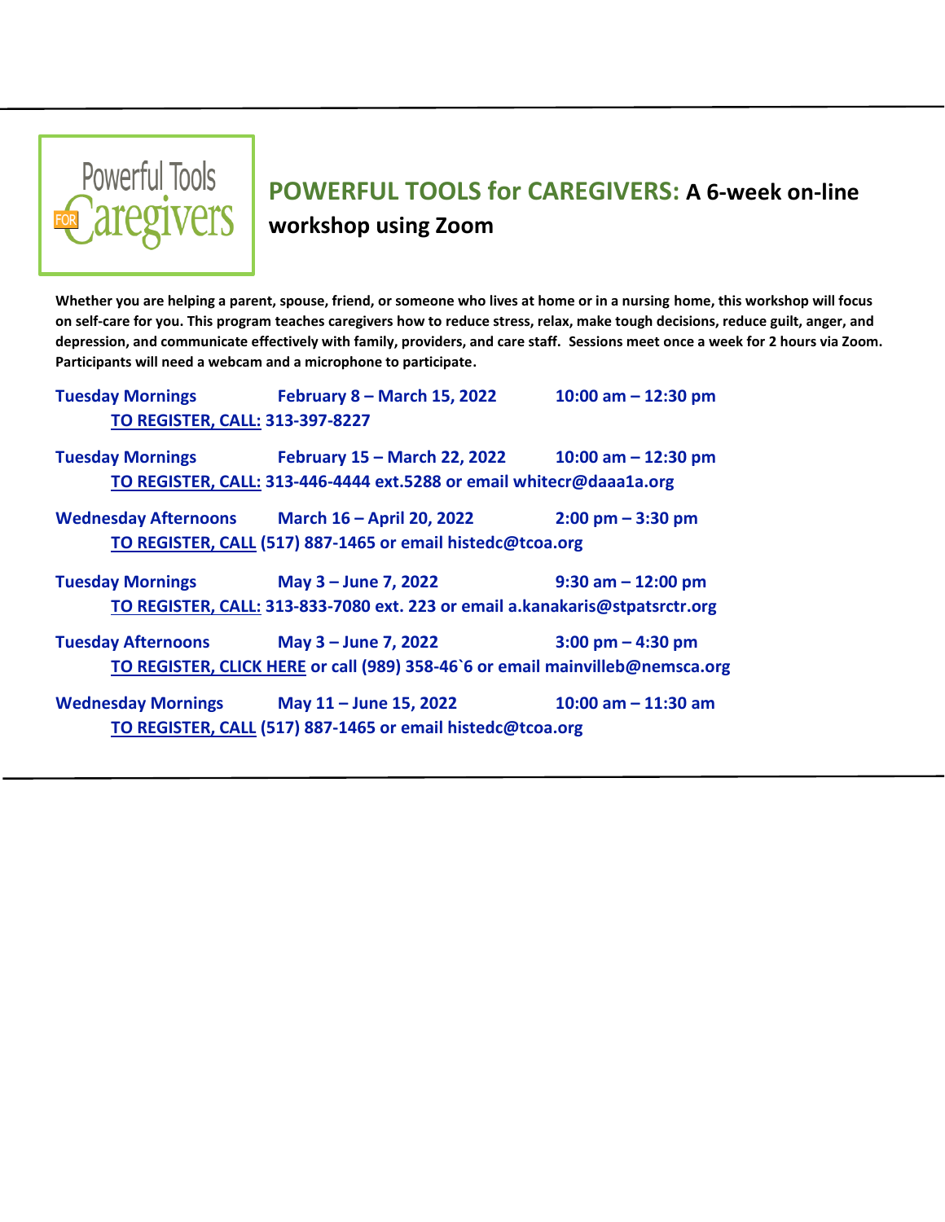Powerful Tools FOR Caregivers

## POWERFUL TOOLS for CAREGIVERS: A 6-week on-line workshop using Zoom

**Whether you are helping a parent, spouse, friend, or someone who lives at home or in a nursing home, this workshop will focus on self-care for you. This program teaches caregivers how to reduce stress, relax, make tough decisions, reduce guilt, anger, and depression, and communicate effectively with family, providers, and care staff. Sessions meet once a week for 2 hours via Zoom. Participants will need a webcam and a microphone to participate.**

**Tuesday Mornings** **February 8 – March 15, 2022** **10:00 am – 12:30 pm**
**TO REGISTER, CALL: 313-397-8227**

**Tuesday Mornings** **February 15 – March 22, 2022** **10:00 am – 12:30 pm**
**TO REGISTER, CALL: 313-446-4444 ext.5288 or email whitecr@daaa1a.org**

**Wednesday Afternoons** **March 16 – April 20, 2022** **2:00 pm – 3:30 pm**
**TO REGISTER, CALL (517) 887-1465 or email histedc@tcoa.org**

**Tuesday Mornings** **May 3 – June 7, 2022** **9:30 am – 12:00 pm**
**TO REGISTER, CALL: 313-833-7080 ext. 223 or email a.kanakaris@stpatsrctr.org**

**Tuesday Afternoons** **May 3 – June 7, 2022** **3:00 pm – 4:30 pm**
**TO REGISTER, CLICK HERE or call (989) 358-46`6 or email mainvilleb@nemsca.org**

**Wednesday Mornings** **May 11 – June 15, 2022** **10:00 am – 11:30 am**
**TO REGISTER, CALL (517) 887-1465 or email histedc@tcoa.org**